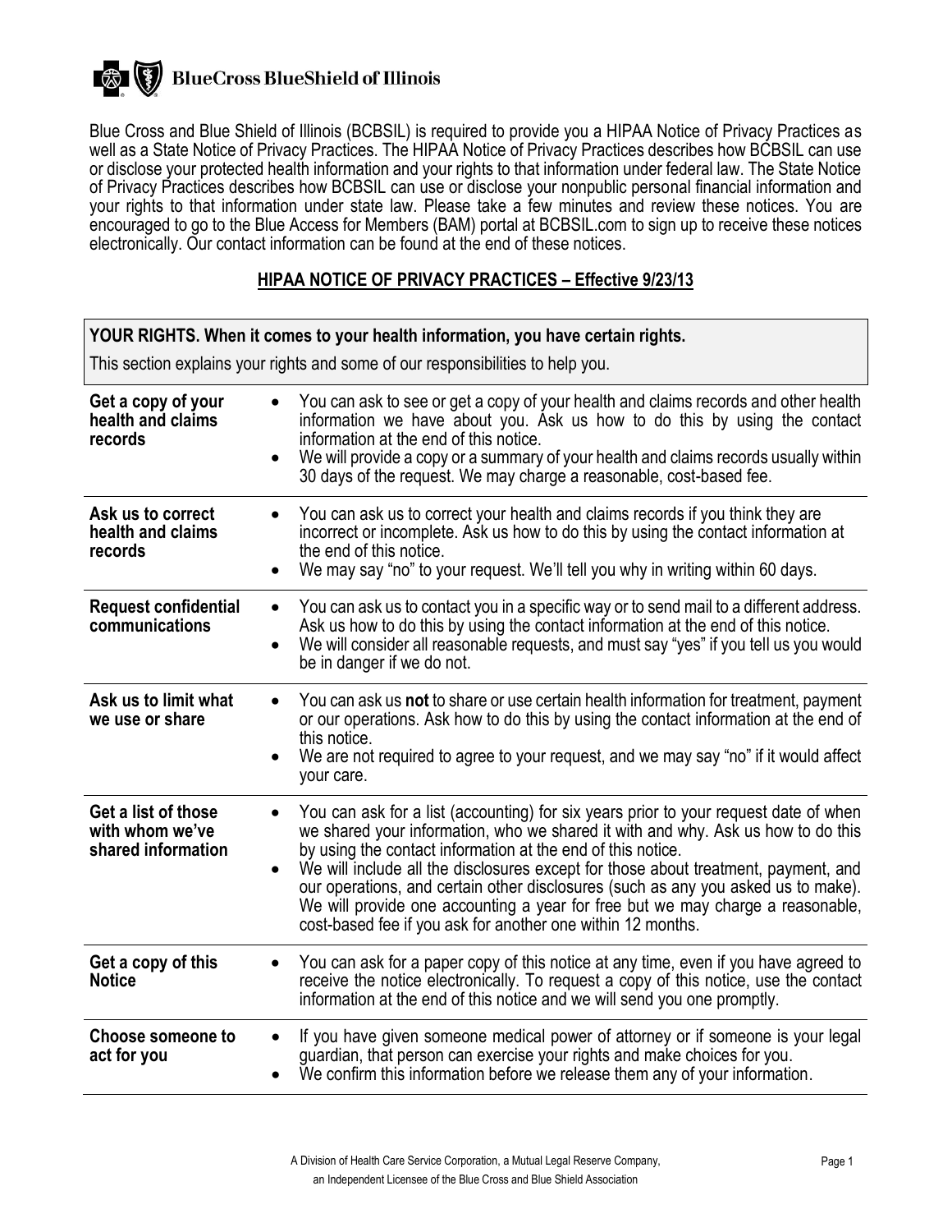BlueCross BlueShield of Illinois

Blue Cross and Blue Shield of Illinois (BCBSIL) is required to provide you a HIPAA Notice of Privacy Practices as well as a State Notice of Privacy Practices. The HIPAA Notice of Privacy Practices describes how BCBSIL can use or disclose your protected health information and your rights to that information under federal law. The State Notice of Privacy Practices describes how BCBSIL can use or disclose your nonpublic personal financial information and your rights to that information under state law. Please take a few minutes and review these notices. You are encouraged to go to the Blue Access for Members (BAM) portal at BCBSIL.com to sign up to receive these notices electronically. Our contact information can be found at the end of these notices.

## HIPAA NOTICE OF PRIVACY PRACTICES – Effective 9/23/13

| **YOUR RIGHTS. When it comes to your health information, you have certain rights.** This section explains your rights and some of our responsibilities to help you. | |
|---|---|
| **Get a copy of your health and claims records** | • You can ask to see or get a copy of your health and claims records and other health information we have about you. Ask us how to do this by using the contact information at the end of this notice.<br>• We will provide a copy or a summary of your health and claims records usually within 30 days of the request. We may charge a reasonable, cost-based fee. |
| **Ask us to correct health and claims records** | • You can ask us to correct your health and claims records if you think they are incorrect or incomplete. Ask us how to do this by using the contact information at the end of this notice.<br>• We may say "no" to your request. We'll tell you why in writing within 60 days. |
| **Request confidential communications** | • You can ask us to contact you in a specific way or to send mail to a different address. Ask us how to do this by using the contact information at the end of this notice.<br>• We will consider all reasonable requests, and must say "yes" if you tell us you would be in danger if we do not. |
| **Ask us to limit what we use or share** | • You can ask us **not** to share or use certain health information for treatment, payment or our operations. Ask how to do this by using the contact information at the end of this notice.<br>• We are not required to agree to your request, and we may say "no" if it would affect your care. |
| **Get a list of those with whom we've shared information** | • You can ask for a list (accounting) for six years prior to your request date of when we shared your information, who we shared it with and why. Ask us how to do this by using the contact information at the end of this notice.<br>• We will include all the disclosures except for those about treatment, payment, and our operations, and certain other disclosures (such as any you asked us to make). We will provide one accounting a year for free but we may charge a reasonable, cost-based fee if you ask for another one within 12 months. |
| **Get a copy of this Notice** | • You can ask for a paper copy of this notice at any time, even if you have agreed to receive the notice electronically. To request a copy of this notice, use the contact information at the end of this notice and we will send you one promptly. |
| **Choose someone to act for you** | • If you have given someone medical power of attorney or if someone is your legal guardian, that person can exercise your rights and make choices for you.<br>• We confirm this information before we release them any of your information. |

A Division of Health Care Service Corporation, a Mutual Legal Reserve Company, an Independent Licensee of the Blue Cross and Blue Shield Association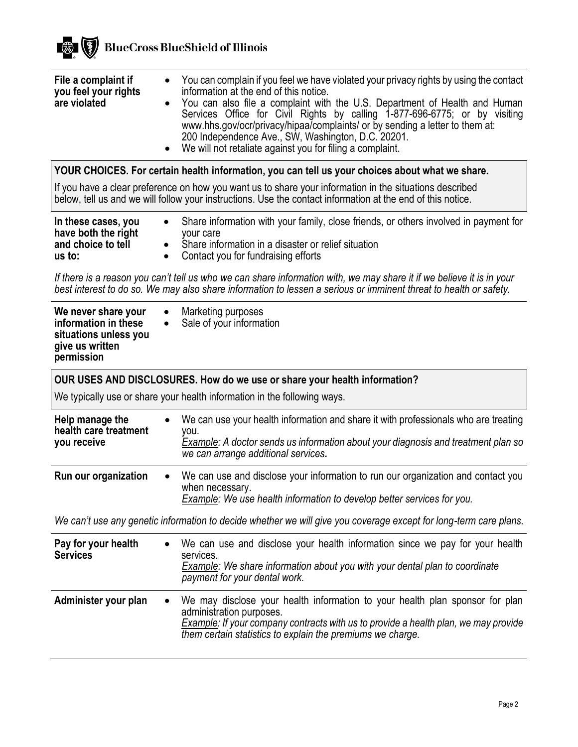| | |
|---|---|
| **File a complaint if you feel your rights are violated** | • You can complain if you feel we have violated your privacy rights by using the contact information at the end of this notice.<br>• You can also file a complaint with the U.S. Department of Health and Human Services Office for Civil Rights by calling 1-877-696-6775; or by visiting www.hhs.gov/ocr/privacy/hipaa/complaints/ or by sending a letter to them at: 200 Independence Ave., SW, Washington, D.C. 20201.<br>• We will not retaliate against you for filing a complaint. |

## YOUR CHOICES. For certain health information, you can tell us your choices about what we share.

If you have a clear preference on how you want us to share your information in the situations described below, tell us and we will follow your instructions. Use the contact information at the end of this notice.

| | |
|---|---|
| **In these cases, you have both the right and choice to tell us to:** | • Share information with your family, close friends, or others involved in payment for your care<br>• Share information in a disaster or relief situation<br>• Contact you for fundraising efforts |

*If there is a reason you can't tell us who we can share information with, we may share it if we believe it is in your best interest to do so. We may also share information to lessen a serious or imminent threat to health or safety.*

| | |
|---|---|
| **We never share your information in these situations unless you give us written permission** | • Marketing purposes<br>• Sale of your information |

## OUR USES AND DISCLOSURES. How do we use or share your health information?

We typically use or share your health information in the following ways.

| | |
|---|---|
| **Help manage the health care treatment you receive** | • We can use your health information and share it with professionals who are treating you.<br>*Example: A doctor sends us information about your diagnosis and treatment plan so we can arrange additional services.* |
| **Run our organization** | • We can use and disclose your information to run our organization and contact you when necessary.<br>*Example: We use health information to develop better services for you.* |

*We can't use any genetic information to decide whether we will give you coverage except for long-term care plans.*

| | |
|---|---|
| **Pay for your health Services** | • We can use and disclose your health information since we pay for your health services.<br>*Example: We share information about you with your dental plan to coordinate payment for your dental work.* |
| **Administer your plan** | • We may disclose your health information to your health plan sponsor for plan administration purposes.<br>*Example: If your company contracts with us to provide a health plan, we may provide them certain statistics to explain the premiums we charge.* |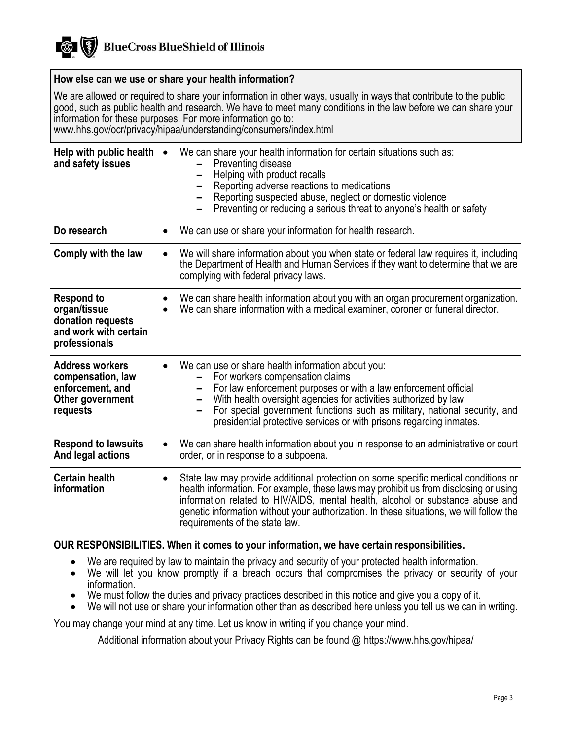BlueCross BlueShield of Illinois

## How else can we use or share your health information?

We are allowed or required to share your information in other ways, usually in ways that contribute to the public good, such as public health and research. We have to meet many conditions in the law before we can share your information for these purposes. For more information go to: www.hhs.gov/ocr/privacy/hipaa/understanding/consumers/index.html

| | |
|---|---|
| **Help with public health and safety issues** | • We can share your health information for certain situations such as:<br>– Preventing disease<br>– Helping with product recalls<br>– Reporting adverse reactions to medications<br>– Reporting suspected abuse, neglect or domestic violence<br>– Preventing or reducing a serious threat to anyone's health or safety |
| **Do research** | • We can use or share your information for health research. |
| **Comply with the law** | • We will share information about you when state or federal law requires it, including the Department of Health and Human Services if they want to determine that we are complying with federal privacy laws. |
| **Respond to organ/tissue donation requests and work with certain professionals** | • We can share health information about you with an organ procurement organization.<br>• We can share information with a medical examiner, coroner or funeral director. |
| **Address workers compensation, law enforcement, and Other government requests** | • We can use or share health information about you:<br>– For workers compensation claims<br>– For law enforcement purposes or with a law enforcement official<br>– With health oversight agencies for activities authorized by law<br>– For special government functions such as military, national security, and presidential protective services or with prisons regarding inmates. |
| **Respond to lawsuits And legal actions** | • We can share health information about you in response to an administrative or court order, or in response to a subpoena. |
| **Certain health information** | • State law may provide additional protection on some specific medical conditions or health information. For example, these laws may prohibit us from disclosing or using information related to HIV/AIDS, mental health, alcohol or substance abuse and genetic information without your authorization. In these situations, we will follow the requirements of the state law. |

**OUR RESPONSIBILITIES. When it comes to your information, we have certain responsibilities.**

- We are required by law to maintain the privacy and security of your protected health information.
- We will let you know promptly if a breach occurs that compromises the privacy or security of your information.
- We must follow the duties and privacy practices described in this notice and give you a copy of it.
- We will not use or share your information other than as described here unless you tell us we can in writing.

You may change your mind at any time. Let us know in writing if you change your mind.

Additional information about your Privacy Rights can be found @ https://www.hhs.gov/hipaa/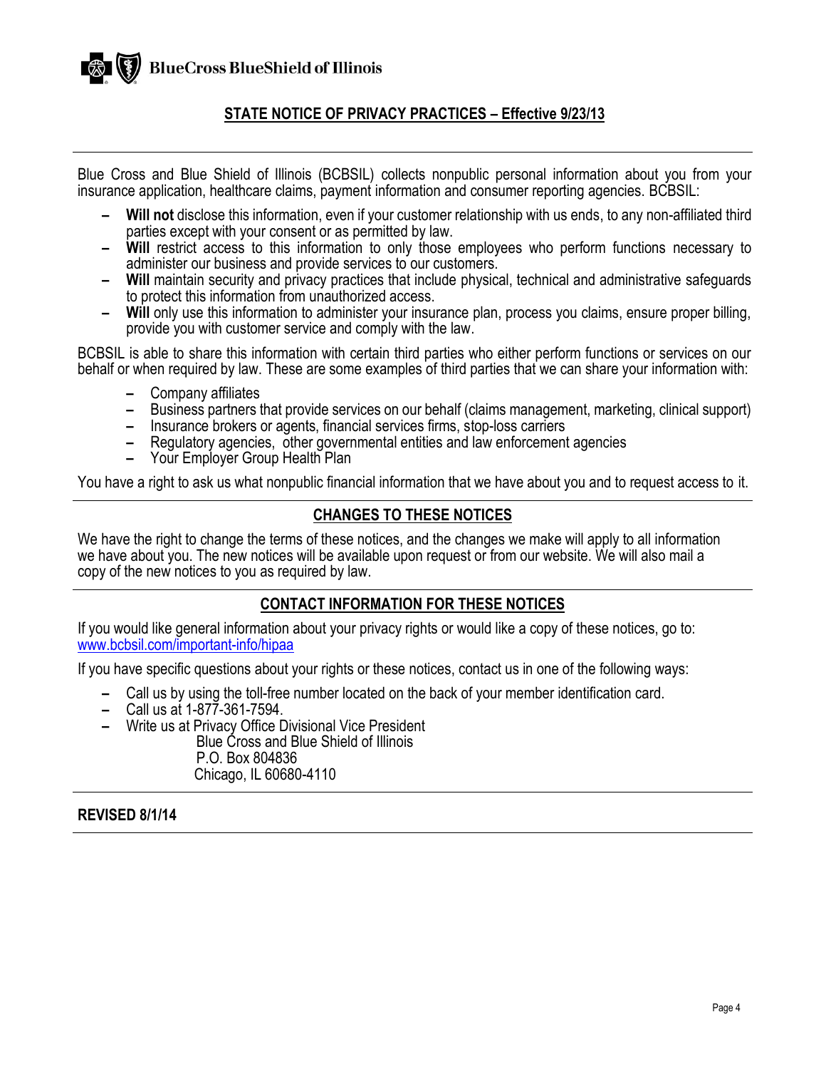BlueCross BlueShield of Illinois

## STATE NOTICE OF PRIVACY PRACTICES – Effective 9/23/13

Blue Cross and Blue Shield of Illinois (BCBSIL) collects nonpublic personal information about you from your insurance application, healthcare claims, payment information and consumer reporting agencies. BCBSIL:

- **Will not** disclose this information, even if your customer relationship with us ends, to any non-affiliated third parties except with your consent or as permitted by law.
- **Will** restrict access to this information to only those employees who perform functions necessary to administer our business and provide services to our customers.
- **Will** maintain security and privacy practices that include physical, technical and administrative safeguards to protect this information from unauthorized access.
- **Will** only use this information to administer your insurance plan, process you claims, ensure proper billing, provide you with customer service and comply with the law.

BCBSIL is able to share this information with certain third parties who either perform functions or services on our behalf or when required by law. These are some examples of third parties that we can share your information with:

- Company affiliates
- Business partners that provide services on our behalf (claims management, marketing, clinical support)
- Insurance brokers or agents, financial services firms, stop-loss carriers
- Regulatory agencies, other governmental entities and law enforcement agencies
- Your Employer Group Health Plan

You have a right to ask us what nonpublic financial information that we have about you and to request access to it.

## CHANGES TO THESE NOTICES

We have the right to change the terms of these notices, and the changes we make will apply to all information we have about you. The new notices will be available upon request or from our website. We will also mail a copy of the new notices to you as required by law.

## CONTACT INFORMATION FOR THESE NOTICES

If you would like general information about your privacy rights or would like a copy of these notices, go to: www.bcbsil.com/important-info/hipaa

If you have specific questions about your rights or these notices, contact us in one of the following ways:

- Call us by using the toll-free number located on the back of your member identification card.
- Call us at 1-877-361-7594.
- Write us at Privacy Office Divisional Vice President
  Blue Cross and Blue Shield of Illinois
  P.O. Box 804836
  Chicago, IL 60680-4110

**REVISED 8/1/14**